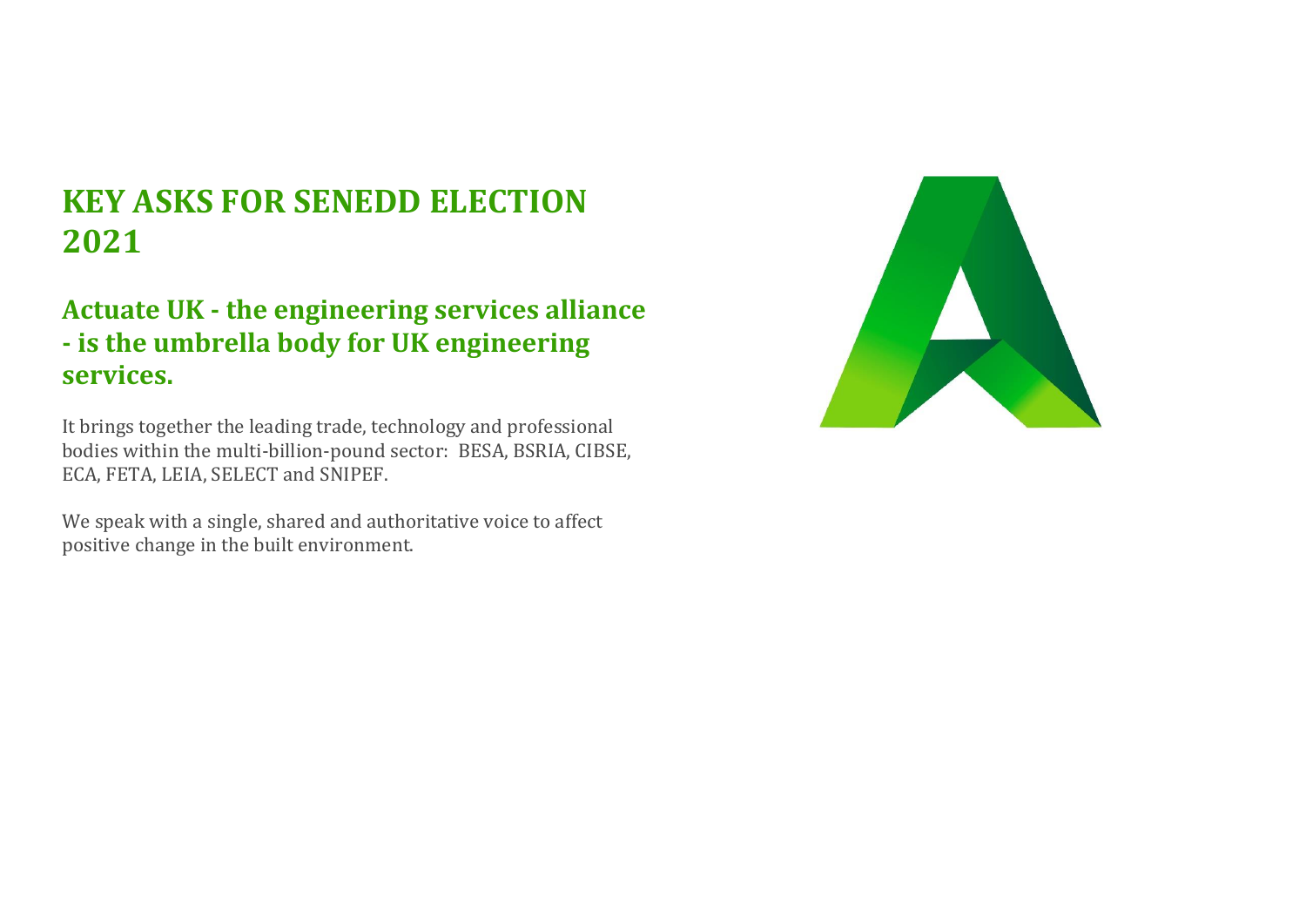# KEY ASKS FOR SENEDD ELECTION 2021

## Actuate UK - the engineering services alliance - is the umbrella body for UK engineering services.

It brings together the leading trade, technology and professional bodies within the multi-billion-pound sector: BESA, BSRIA, CIBSE, ECA, FETA, LEIA, SELECT and SNIPEF.

We speak with a single, shared and authoritative voice to affect positive change in the built environment.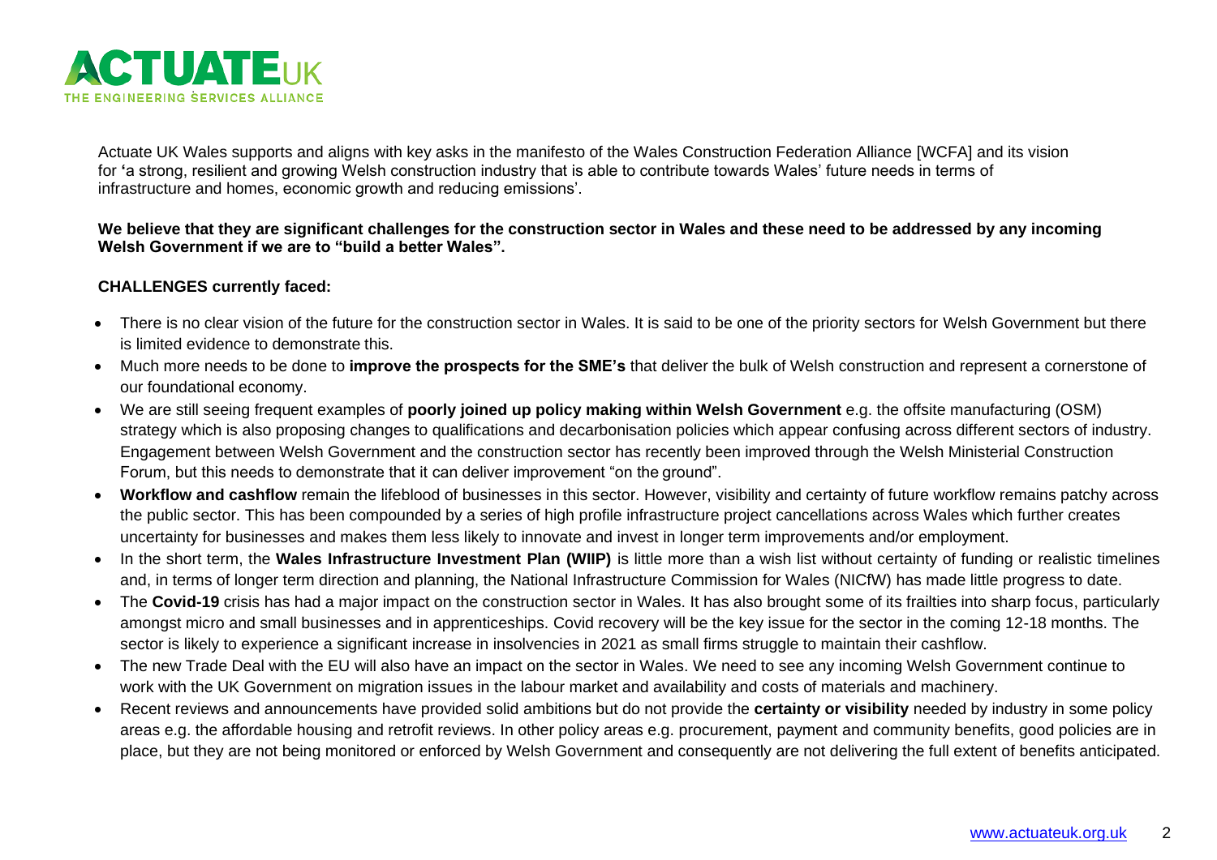Actuate UK Wales supports and aligns with key asks in the manifesto of the Wales Construction Federation Alliance [WCFA] and its vision for 'a strong, resilient and growing Welsh construction industry that is able to contribute towards Wales' future needs in terms of infrastructure and homes, economic growth and reducing emissions'.

**We believe that they are significant challenges for the construction sector in Wales and these need to be addressed by any incoming Welsh Government if we are to "build a better Wales".**

**CHALLENGES currently faced:**

- There is no clear vision of the future for the construction sector in Wales. It is said to be one of the priority sectors for Welsh Government but there is limited evidence to demonstrate this.
- Much more needs to be done to **improve the prospects for the SME's** that deliver the bulk of Welsh construction and represent a cornerstone of our foundational economy.
- We are still seeing frequent examples of **poorly joined up policy making within Welsh Government** e.g. the offsite manufacturing (OSM) strategy which is also proposing changes to qualifications and decarbonisation policies which appear confusing across different sectors of industry. Engagement between Welsh Government and the construction sector has recently been improved through the Welsh Ministerial Construction Forum, but this needs to demonstrate that it can deliver improvement "on the ground".
- **Workflow and cashflow** remain the lifeblood of businesses in this sector. However, visibility and certainty of future workflow remains patchy across the public sector. This has been compounded by a series of high profile infrastructure project cancellations across Wales which further creates uncertainty for businesses and makes them less likely to innovate and invest in longer term improvements and/or employment.
- In the short term, the **Wales Infrastructure Investment Plan (WIIP)** is little more than a wish list without certainty of funding or realistic timelines and, in terms of longer term direction and planning, the National Infrastructure Commission for Wales (NICfW) has made little progress to date.
- The **Covid-19** crisis has had a major impact on the construction sector in Wales. It has also brought some of its frailties into sharp focus, particularly amongst micro and small businesses and in apprenticeships. Covid recovery will be the key issue for the sector in the coming 12-18 months. The sector is likely to experience a significant increase in insolvencies in 2021 as small firms struggle to maintain their cashflow.
- The new Trade Deal with the EU will also have an impact on the sector in Wales. We need to see any incoming Welsh Government continue to work with the UK Government on migration issues in the labour market and availability and costs of materials and machinery.
- Recent reviews and announcements have provided solid ambitions but do not provide the **certainty or visibility** needed by industry in some policy areas e.g. the affordable housing and retrofit reviews. In other policy areas e.g. procurement, payment and community benefits, good policies are in place, but they are not being monitored or enforced by Welsh Government and consequently are not delivering the full extent of benefits anticipated.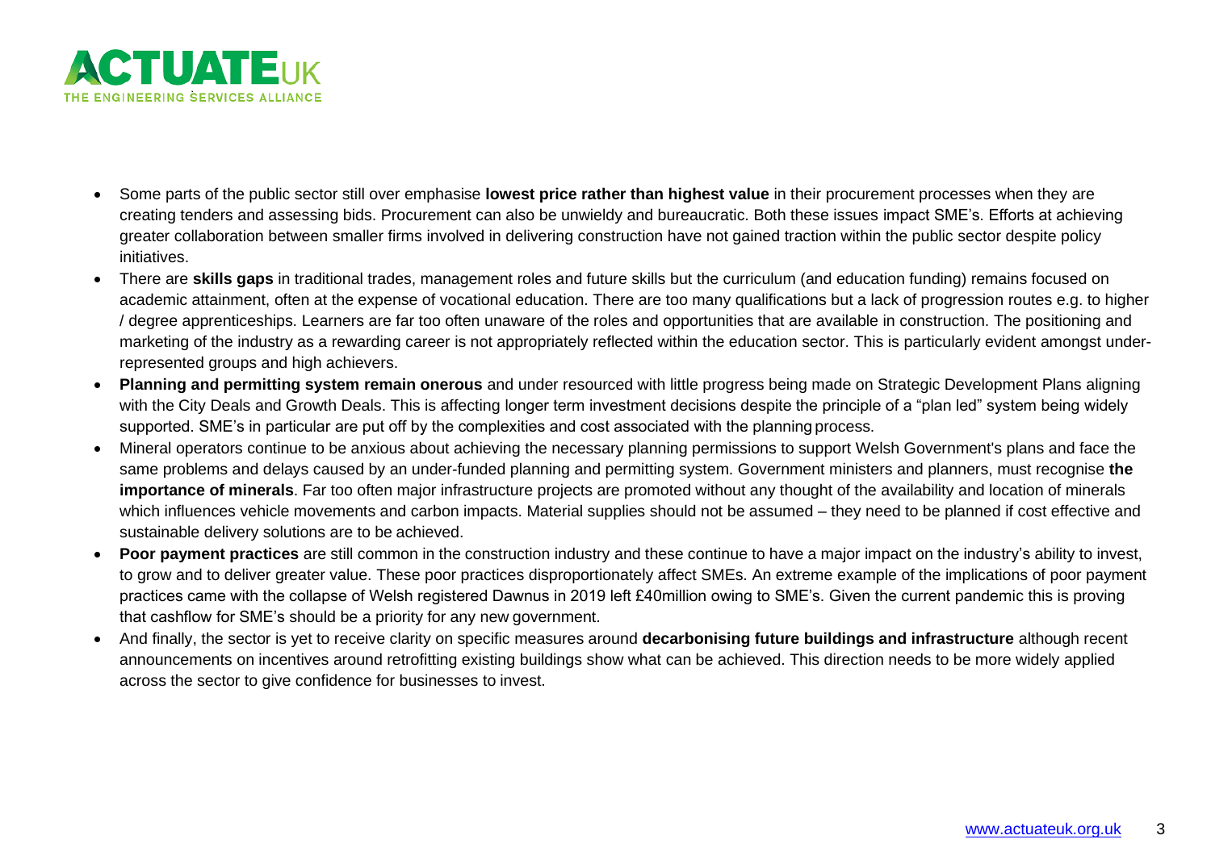- Some parts of the public sector still over emphasise **lowest price rather than highest value** in their procurement processes when they are creating tenders and assessing bids. Procurement can also be unwieldy and bureaucratic. Both these issues impact SME's. Efforts at achieving greater collaboration between smaller firms involved in delivering construction have not gained traction within the public sector despite policy initiatives.
- There are **skills gaps** in traditional trades, management roles and future skills but the curriculum (and education funding) remains focused on academic attainment, often at the expense of vocational education. There are too many qualifications but a lack of progression routes e.g. to higher / degree apprenticeships. Learners are far too often unaware of the roles and opportunities that are available in construction. The positioning and marketing of the industry as a rewarding career is not appropriately reflected within the education sector. This is particularly evident amongst under-represented groups and high achievers.
- **Planning and permitting system remain onerous** and under resourced with little progress being made on Strategic Development Plans aligning with the City Deals and Growth Deals. This is affecting longer term investment decisions despite the principle of a "plan led" system being widely supported. SME's in particular are put off by the complexities and cost associated with the planning process.
- Mineral operators continue to be anxious about achieving the necessary planning permissions to support Welsh Government's plans and face the same problems and delays caused by an under-funded planning and permitting system. Government ministers and planners, must recognise **the importance of minerals**. Far too often major infrastructure projects are promoted without any thought of the availability and location of minerals which influences vehicle movements and carbon impacts. Material supplies should not be assumed – they need to be planned if cost effective and sustainable delivery solutions are to be achieved.
- **Poor payment practices** are still common in the construction industry and these continue to have a major impact on the industry's ability to invest, to grow and to deliver greater value. These poor practices disproportionately affect SMEs. An extreme example of the implications of poor payment practices came with the collapse of Welsh registered Dawnus in 2019 left £40million owing to SME's. Given the current pandemic this is proving that cashflow for SME's should be a priority for any new government.
- And finally, the sector is yet to receive clarity on specific measures around **decarbonising future buildings and infrastructure** although recent announcements on incentives around retrofitting existing buildings show what can be achieved. This direction needs to be more widely applied across the sector to give confidence for businesses to invest.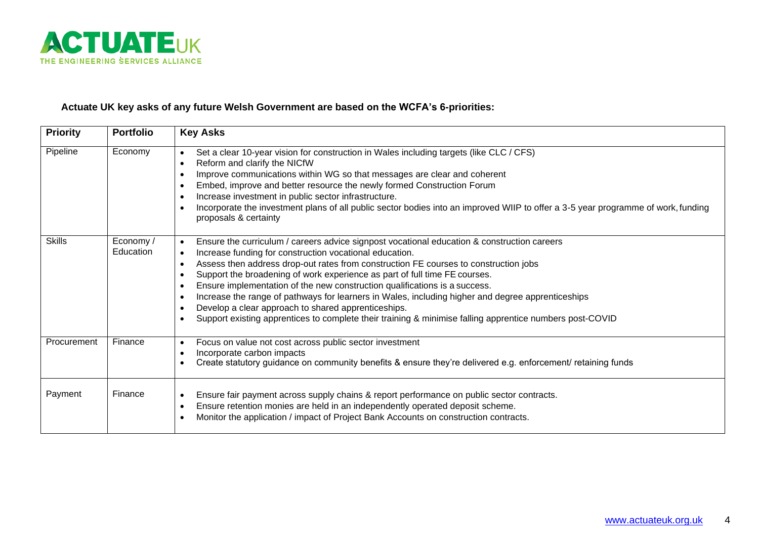**Actuate UK key asks of any future Welsh Government are based on the WCFA's 6-priorities:**

| Priority | Portfolio | Key Asks |
| --- | --- | --- |
| Pipeline | Economy | • Set a clear 10-year vision for construction in Wales including targets (like CLC / CFS)<br>• Reform and clarify the NICfW<br>• Improve communications within WG so that messages are clear and coherent<br>• Embed, improve and better resource the newly formed Construction Forum<br>• Increase investment in public sector infrastructure.<br>• Incorporate the investment plans of all public sector bodies into an improved WIIP to offer a 3-5 year programme of work, funding proposals & certainty |
| Skills | Economy / Education | • Ensure the curriculum / careers advice signpost vocational education & construction careers<br>• Increase funding for construction vocational education.<br>• Assess then address drop-out rates from construction FE courses to construction jobs<br>• Support the broadening of work experience as part of full time FE courses.<br>• Ensure implementation of the new construction qualifications is a success.<br>• Increase the range of pathways for learners in Wales, including higher and degree apprenticeships<br>• Develop a clear approach to shared apprenticeships.<br>• Support existing apprentices to complete their training & minimise falling apprentice numbers post-COVID |
| Procurement | Finance | • Focus on value not cost across public sector investment<br>• Incorporate carbon impacts<br>• Create statutory guidance on community benefits & ensure they're delivered e.g. enforcement/ retaining funds |
| Payment | Finance | • Ensure fair payment across supply chains & report performance on public sector contracts.<br>• Ensure retention monies are held in an independently operated deposit scheme.<br>• Monitor the application / impact of Project Bank Accounts on construction contracts. |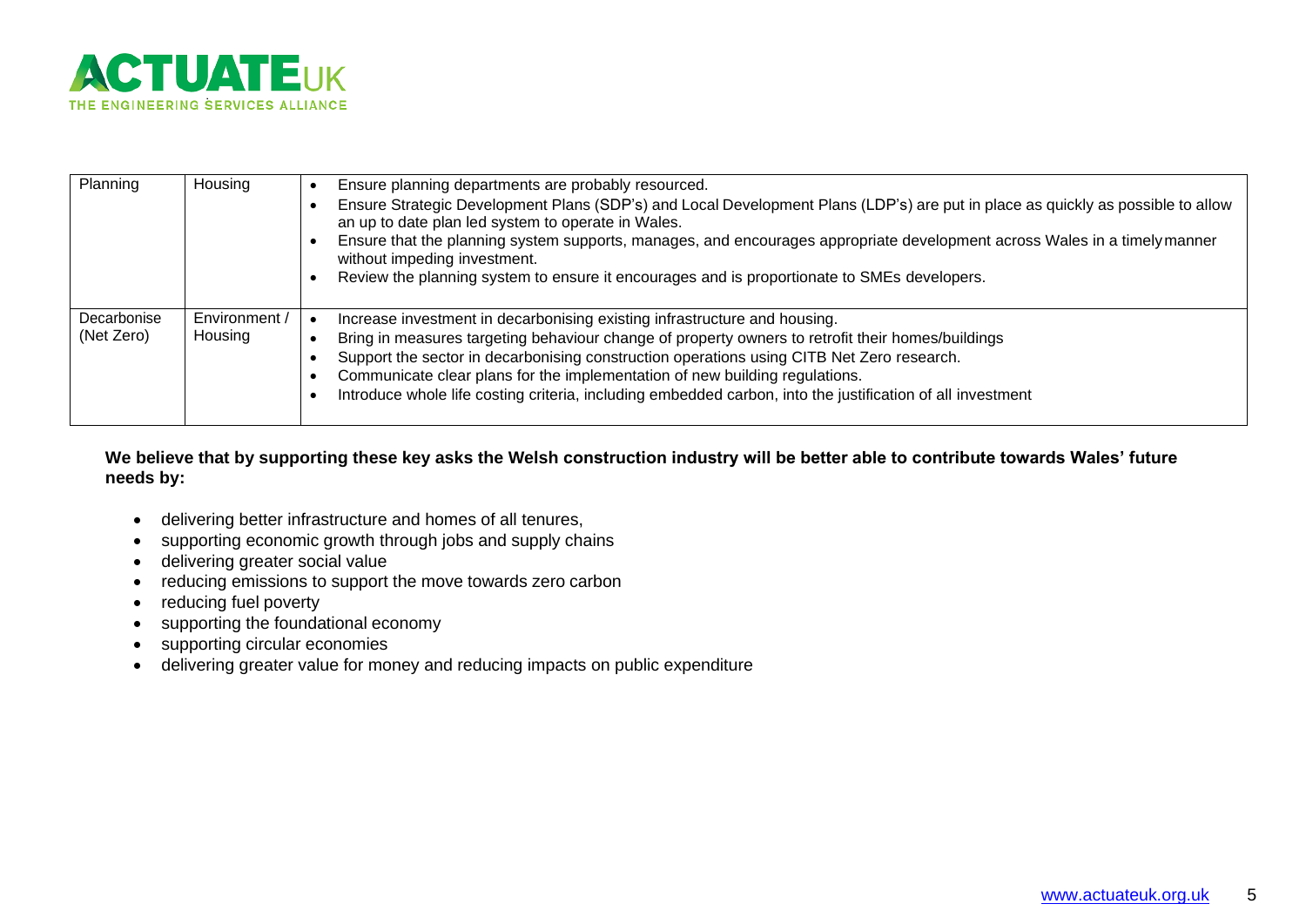| Planning | Housing | • Ensure planning departments are probably resourced.<br>• Ensure Strategic Development Plans (SDP's) and Local Development Plans (LDP's) are put in place as quickly as possible to allow an up to date plan led system to operate in Wales.<br>• Ensure that the planning system supports, manages, and encourages appropriate development across Wales in a timely manner without impeding investment.<br>• Review the planning system to ensure it encourages and is proportionate to SMEs developers. |
|---|---|---|
| Decarbonise (Net Zero) | Environment / Housing | • Increase investment in decarbonising existing infrastructure and housing.<br>• Bring in measures targeting behaviour change of property owners to retrofit their homes/buildings<br>• Support the sector in decarbonising construction operations using CITB Net Zero research.<br>• Communicate clear plans for the implementation of new building regulations.<br>• Introduce whole life costing criteria, including embedded carbon, into the justification of all investment |

**We believe that by supporting these key asks the Welsh construction industry will be better able to contribute towards Wales' future needs by:**

- delivering better infrastructure and homes of all tenures,
- supporting economic growth through jobs and supply chains
- delivering greater social value
- reducing emissions to support the move towards zero carbon
- reducing fuel poverty
- supporting the foundational economy
- supporting circular economies
- delivering greater value for money and reducing impacts on public expenditure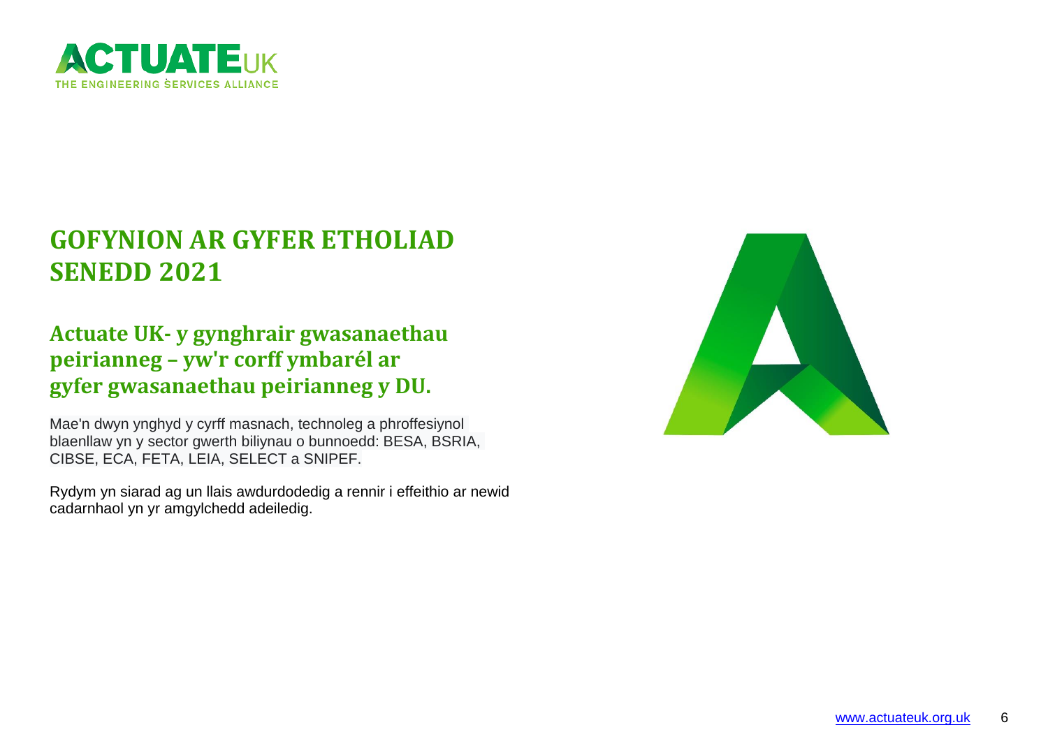# GOFYNION AR GYFER ETHOLIAD SENEDD 2021

## Actuate UK- y gynghrair gwasanaethau peirianneg – yw'r corff ymbarél ar gyfer gwasanaethau peirianneg y DU.

Mae'n dwyn ynghyd y cyrff masnach, technoleg a phroffesiynol blaenllaw yn y sector gwerth biliynau o bunnoedd: BESA, BSRIA, CIBSE, ECA, FETA, LEIA, SELECT a SNIPEF.

Rydym yn siarad ag un llais awdurdodedig a rennir i effeithio ar newid cadarnhaol yn yr amgylchedd adeiledig.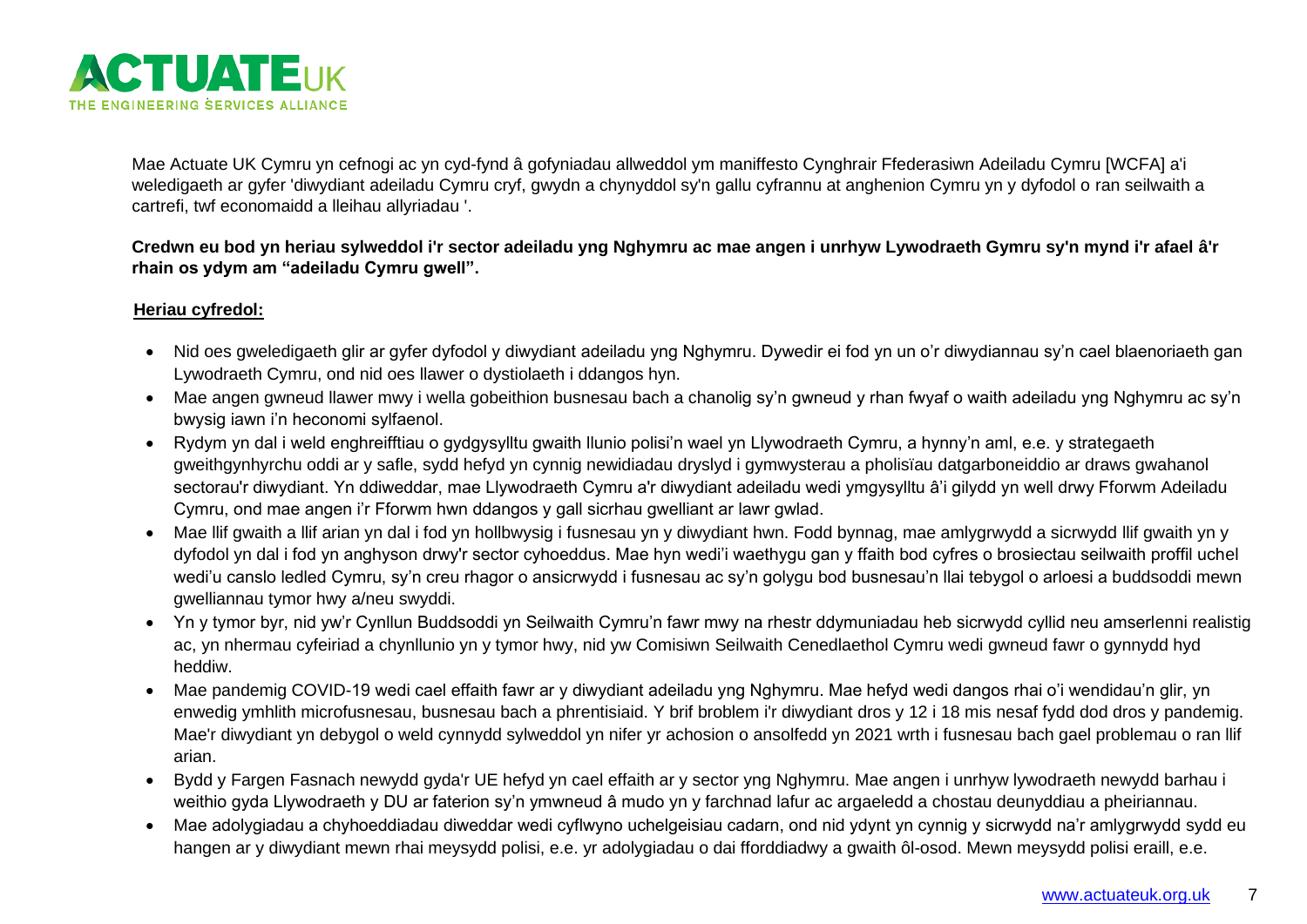Mae Actuate UK Cymru yn cefnogi ac yn cyd-fynd â gofyniadau allweddol ym maniffesto Cynghrair Ffederasiwn Adeiladu Cymru [WCFA] a'i weledigaeth ar gyfer 'diwydiant adeiladu Cymru cryf, gwydn a chynyddol sy'n gallu cyfrannu at anghenion Cymru yn y dyfodol o ran seilwaith a cartrefi, twf economaidd a lleihau allyriadau '.

**Credwn eu bod yn heriau sylweddol i'r sector adeiladu yng Nghymru ac mae angen i unrhyw Lywodraeth Gymru sy'n mynd i'r afael â'r rhain os ydym am "adeiladu Cymru gwell".**

**Heriau cyfredol:**

- Nid oes gweledigaeth glir ar gyfer dyfodol y diwydiant adeiladu yng Nghymru. Dywedir ei fod yn un o'r diwydiannau sy'n cael blaenoriaeth gan Lywodraeth Cymru, ond nid oes llawer o dystiolaeth i ddangos hyn.
- Mae angen gwneud llawer mwy i wella gobeithion busnesau bach a chanolig sy'n gwneud y rhan fwyaf o waith adeiladu yng Nghymru ac sy'n bwysig iawn i'n heconomi sylfaenol.
- Rydym yn dal i weld enghreifftiau o gydgysylltu gwaith llunio polisi'n wael yn Llywodraeth Cymru, a hynny'n aml, e.e. y strategaeth gweithgynhyrchu oddi ar y safle, sydd hefyd yn cynnig newidiadau dryslyd i gymwysterau a pholisïau datgarboneiddio ar draws gwahanol sectorau'r diwydiant. Yn ddiweddar, mae Llywodraeth Cymru a'r diwydiant adeiladu wedi ymgysylltu â'i gilydd yn well drwy Fforwm Adeiladu Cymru, ond mae angen i'r Fforwm hwn ddangos y gall sicrhau gwelliant ar lawr gwlad.
- Mae llif gwaith a llif arian yn dal i fod yn hollbwysig i fusnesau yn y diwydiant hwn. Fodd bynnag, mae amlygrwydd a sicrwydd llif gwaith yn y dyfodol yn dal i fod yn anghyson drwy'r sector cyhoeddus. Mae hyn wedi'i waethygu gan y ffaith bod cyfres o brosiectau seilwaith proffil uchel wedi'u canslo ledled Cymru, sy'n creu rhagor o ansicrwydd i fusnesau ac sy'n golygu bod busnesau'n llai tebygol o arloesi a buddsoddi mewn gwelliannau tymor hwy a/neu swyddi.
- Yn y tymor byr, nid yw'r Cynllun Buddsoddi yn Seilwaith Cymru'n fawr mwy na rhestr ddymuniadau heb sicrwydd cyllid neu amserlenni realistig ac, yn nhermau cyfeiriad a chynllunio yn y tymor hwy, nid yw Comisiwn Seilwaith Cenedlaethol Cymru wedi gwneud fawr o gynnydd hyd heddiw.
- Mae pandemig COVID-19 wedi cael effaith fawr ar y diwydiant adeiladu yng Nghymru. Mae hefyd wedi dangos rhai o'i wendidau'n glir, yn enwedig ymhlith microfusnesau, busnesau bach a phrentisiaid. Y brif broblem i'r diwydiant dros y 12 i 18 mis nesaf fydd dod dros y pandemig. Mae'r diwydiant yn debygol o weld cynnydd sylweddol yn nifer yr achosion o ansolfedd yn 2021 wrth i fusnesau bach gael problemau o ran llif arian.
- Bydd y Fargen Fasnach newydd gyda'r UE hefyd yn cael effaith ar y sector yng Nghymru. Mae angen i unrhyw lywodraeth newydd barhau i weithio gyda Llywodraeth y DU ar faterion sy'n ymwneud â mudo yn y farchnad lafur ac argaeledd a chostau deunyddiau a pheiriannau.
- Mae adolygiadau a chyhoeddiadau diweddar wedi cyflwyno uchelgeisiau cadarn, ond nid ydynt yn cynnig y sicrwydd na'r amlygrwydd sydd eu hangen ar y diwydiant mewn rhai meysydd polisi, e.e. yr adolygiadau o dai fforddiadwy a gwaith ôl-osod. Mewn meysydd polisi eraill, e.e.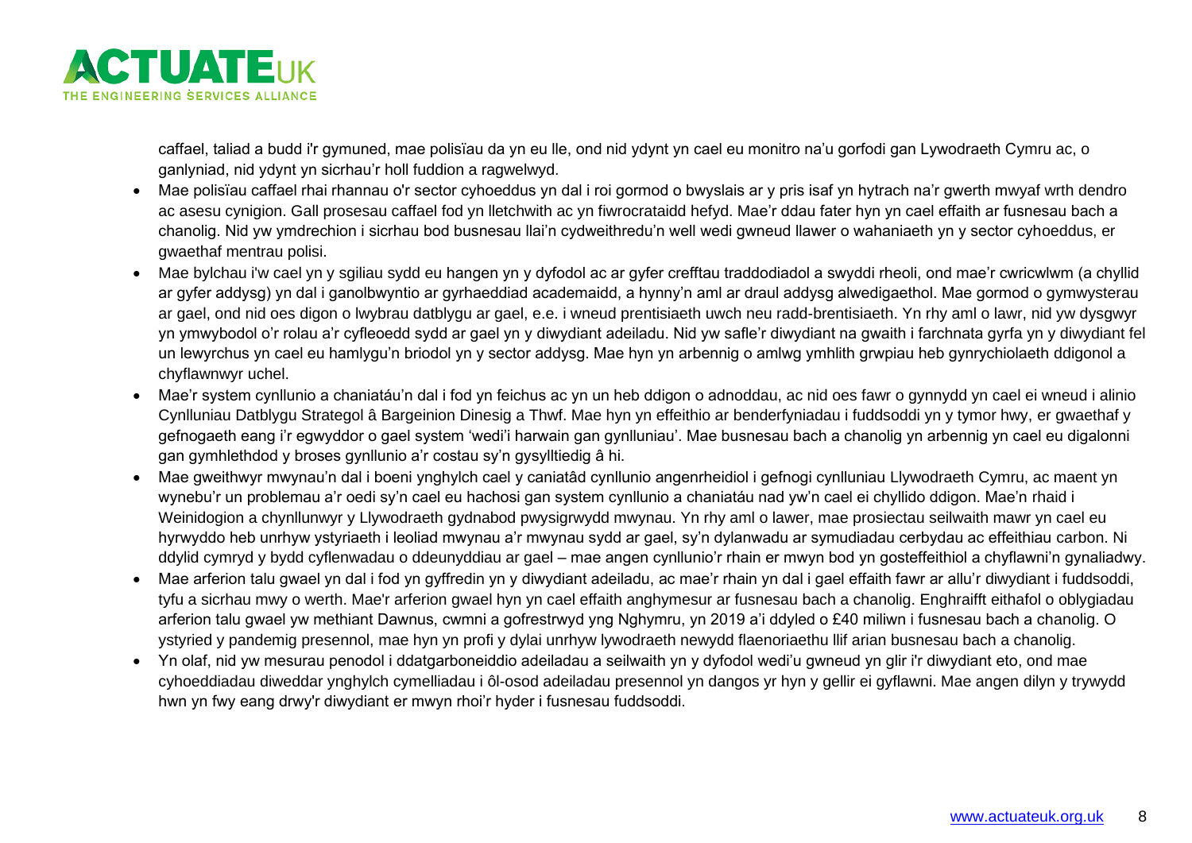caffael, taliad a budd i'r gymuned, mae polisïau da yn eu lle, ond nid ydynt yn cael eu monitro na'u gorfodi gan Lywodraeth Cymru ac, o ganlyniad, nid ydynt yn sicrhau'r holl fuddion a ragwelwyd.

- Mae polisïau caffael rhai rhannau o'r sector cyhoeddus yn dal i roi gormod o bwyslais ar y pris isaf yn hytrach na'r gwerth mwyaf wrth dendro ac asesu cynigion. Gall prosesau caffael fod yn lletchwith ac yn fiwrocrataidd hefyd. Mae'r ddau fater hyn yn cael effaith ar fusnesau bach a chanolig. Nid yw ymdrechion i sicrhau bod busnesau llai'n cydweithredu'n well wedi gwneud llawer o wahaniaeth yn y sector cyhoeddus, er gwaethaf mentrau polisi.
- Mae bylchau i'w cael yn y sgiliau sydd eu hangen yn y dyfodol ac ar gyfer crefftau traddodiadol a swyddi rheoli, ond mae'r cwricwlwm (a chyllid ar gyfer addysg) yn dal i ganolbwyntio ar gyrhaeddiad academaidd, a hynny'n aml ar draul addysg alwedigaethol. Mae gormod o gymwysterau ar gael, ond nid oes digon o lwybrau datblygu ar gael, e.e. i wneud prentisiaeth uwch neu radd-brentisiaeth. Yn rhy aml o lawr, nid yw dysgwyr yn ymwybodol o'r rolau a'r cyfleoedd sydd ar gael yn y diwydiant adeiladu. Nid yw safle'r diwydiant na gwaith i farchnata gyrfa yn y diwydiant fel un lewyrchus yn cael eu hamlygu'n briodol yn y sector addysg. Mae hyn yn arbennig o amlwg ymhlith grwpiau heb gynrychiolaeth ddigonol a chyflawnwyr uchel.
- Mae'r system cynllunio a chaniatáu'n dal i fod yn feichus ac yn un heb ddigon o adnoddau, ac nid oes fawr o gynnydd yn cael ei wneud i alinio Cynlluniau Datblygu Strategol â Bargeinion Dinesig a Thwf. Mae hyn yn effeithio ar benderfyniadau i fuddsoddi yn y tymor hwy, er gwaethaf y gefnogaeth eang i'r egwyddor o gael system 'wedi'i harwain gan gynlluniau'. Mae busnesau bach a chanolig yn arbennig yn cael eu digalonni gan gymhlethdod y broses gynllunio a'r costau sy'n gysylltiedig â hi.
- Mae gweithwyr mwynau'n dal i boeni ynghylch cael y caniatâd cynllunio angenrheidiol i gefnogi cynlluniau Llywodraeth Cymru, ac maent yn wynebu'r un problemau a'r oedi sy'n cael eu hachosi gan system cynllunio a chaniatáu nad yw'n cael ei chyllido ddigon. Mae'n rhaid i Weinidogion a chynllunwyr y Llywodraeth gydnabod pwysigrwydd mwynau. Yn rhy aml o lawer, mae prosiectau seilwaith mawr yn cael eu hyrwyddo heb unrhyw ystyriaeth i leoliad mwynau a'r mwynau sydd ar gael, sy'n dylanwadu ar symudiadau cerbydau ac effeithiau carbon. Ni ddylid cymryd y bydd cyflenwadau o ddeunyddiau ar gael – mae angen cynllunio'r rhain er mwyn bod yn gosteffeithiol a chyflawni'n gynaliadwy.
- Mae arferion talu gwael yn dal i fod yn gyffredin yn y diwydiant adeiladu, ac mae'r rhain yn dal i gael effaith fawr ar allu'r diwydiant i fuddsoddi, tyfu a sicrhau mwy o werth. Mae'r arferion gwael hyn yn cael effaith anghymesur ar fusnesau bach a chanolig. Enghraifft eithafol o oblygiadau arferion talu gwael yw methiant Dawnus, cwmni a gofrestrwyd yng Nghymru, yn 2019 a'i ddyled o £40 miliwn i fusnesau bach a chanolig. O ystyried y pandemig presennol, mae hyn yn profi y dylai unrhyw lywodraeth newydd flaenoriaethu llif arian busnesau bach a chanolig.
- Yn olaf, nid yw mesurau penodol i ddatgarboneiddio adeiladau a seilwaith yn y dyfodol wedi'u gwneud yn glir i'r diwydiant eto, ond mae cyhoeddiadau diweddar ynghylch cymelliadau i ôl-osod adeiladau presennol yn dangos yr hyn y gellir ei gyflawni. Mae angen dilyn y trywydd hwn yn fwy eang drwy'r diwydiant er mwyn rhoi'r hyder i fusnesau fuddsoddi.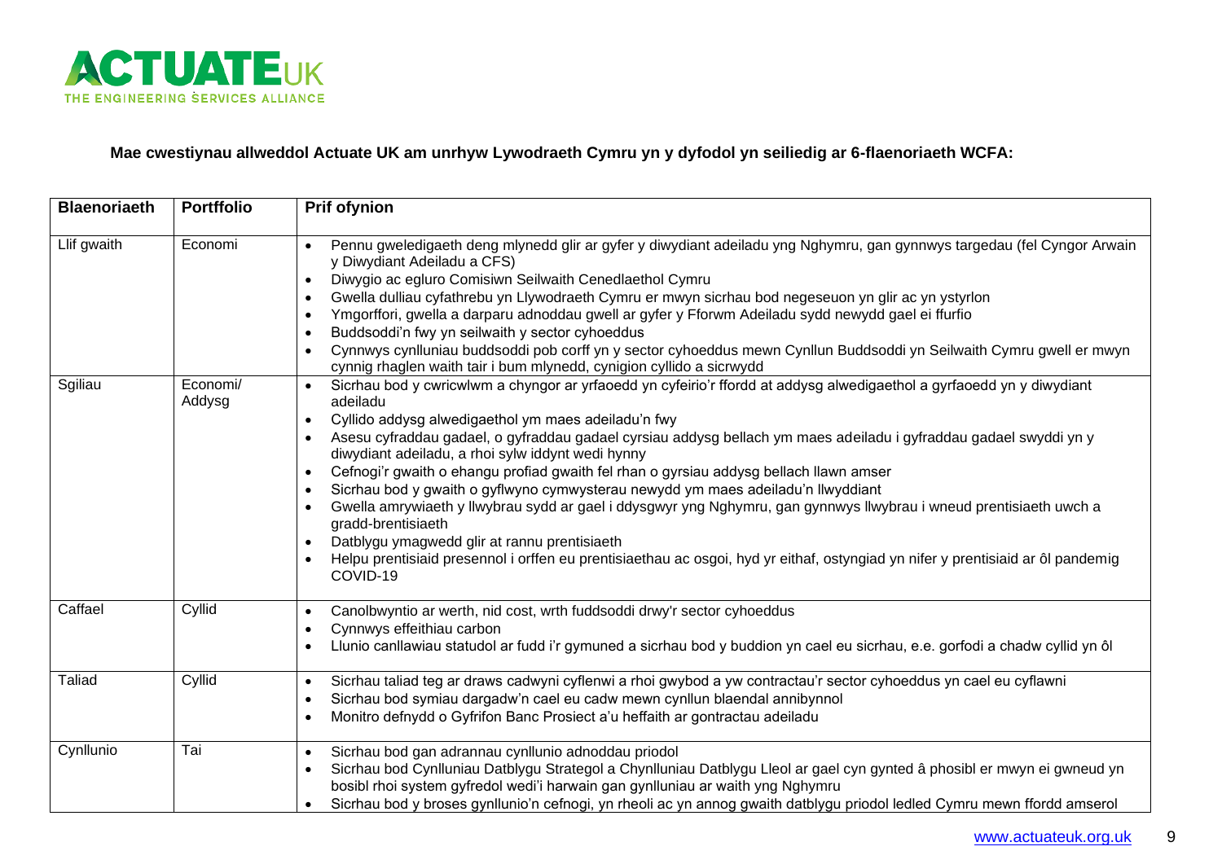**Mae cwestiynau allweddol Actuate UK am unrhyw Lywodraeth Cymru yn y dyfodol yn seiliedig ar 6-flaenoriaeth WCFA:**

| Blaenoriaeth | Portffolio | Prif ofynion |
|---|---|---|
| Llif gwaith | Economi | • Pennu gweledigaeth deng mlynedd glir ar gyfer y diwydiant adeiladu yng Nghymru, gan gynnwys targedau (fel Cyngor Arwain y Diwydiant Adeiladu a CFS)<br>• Diwygio ac egluro Comisiwn Seilwaith Cenedlaethol Cymru<br>• Gwella dulliau cyfathrebu yn Llywodraeth Cymru er mwyn sicrhau bod negeseuon yn glir ac yn ystyrlon<br>• Ymgorffori, gwella a darparu adnoddau gwell ar gyfer y Fforwm Adeiladu sydd newydd gael ei ffurfio<br>• Buddsoddi'n fwy yn seilwaith y sector cyhoeddus<br>• Cynnwys cynlluniau buddsoddi pob corff yn y sector cyhoeddus mewn Cynllun Buddsoddi yn Seilwaith Cymru gwell er mwyn cynnig rhaglen waith tair i bum mlynedd, cynigion cyllido a sicrwydd |
| Sgiliau | Economi/ Addysg | • Sicrhau bod y cwricwlwm a chyngor ar yrfaoedd yn cyfeirio'r ffordd at addysg alwedigaethol a gyrfaoedd yn y diwydiant adeiladu<br>• Cyllido addysg alwedigaethol ym maes adeiladu'n fwy<br>• Asesu cyfraddau gadael, o gyfraddau gadael cyrsiau addysg bellach ym maes adeiladu i gyfraddau gadael swyddi yn y diwydiant adeiladu, a rhoi sylw iddynt wedi hynny<br>• Cefnogi'r gwaith o ehangu profiad gwaith fel rhan o gyrsiau addysg bellach llawn amser<br>• Sicrhau bod y gwaith o gyflwyno cymwysterau newydd ym maes adeiladu'n llwyddiant<br>• Gwella amrywiaeth y llwybrau sydd ar gael i ddysgwyr yng Nghymru, gan gynnwys llwybrau i wneud prentisiaeth uwch a gradd-brentisiaeth<br>• Datblygu ymagwedd glir at rannu prentisiaeth<br>• Helpu prentisiaid presennol i orffen eu prentisiaethau ac osgoi, hyd yr eithaf, ostyngiad yn nifer y prentisiaid ar ôl pandemig COVID-19 |
| Caffael | Cyllid | • Canolbwyntio ar werth, nid cost, wrth fuddsoddi drwy'r sector cyhoeddus<br>• Cynnwys effeithiau carbon<br>• Llunio canllawiau statudol ar fudd i'r gymuned a sicrhau bod y buddion yn cael eu sicrhau, e.e. gorfodi a chadw cyllid yn ôl |
| Taliad | Cyllid | • Sicrhau taliad teg ar draws cadwyni cyflenwi a rhoi gwybod a yw contractau'r sector cyhoeddus yn cael eu cyflawni<br>• Sicrhau bod symiau dargadw'n cael eu cadw mewn cynllun blaendal annibynnol<br>• Monitro defnydd o Gyfrifon Banc Prosiect a'u heffaith ar gontractau adeiladu |
| Cynllunio | Tai | • Sicrhau bod gan adrannau cynllunio adnoddau priodol<br>• Sicrhau bod Cynlluniau Datblygu Strategol a Chynlluniau Datblygu Lleol ar gael cyn gynted â phosibl er mwyn ei gwneud yn bosibl rhoi system gyfredol wedi'i harwain gan gynlluniau ar waith yng Nghymru<br>• Sicrhau bod y broses gynllunio'n cefnogi, yn rheoli ac yn annog gwaith datblygu priodol ledled Cymru mewn ffordd amserol |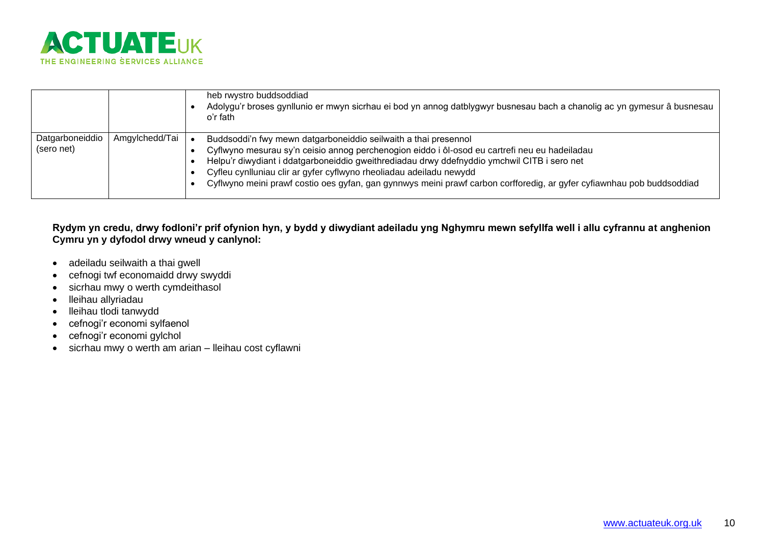| | | |
|---|---|---|
| | | heb rwystro buddsoddiad<br>• Adolygu'r broses gynllunio er mwyn sicrhau ei bod yn annog datblygwyr busnesau bach a chanolig ac yn gymesur â busnesau o'r fath |
| Datgarboneiddio (sero net) | Amgylchedd/Tai | • Buddsoddi'n fwy mewn datgarboneiddio seilwaith a thai presennol<br>• Cyflwyno mesurau sy'n ceisio annog perchenogion eiddo i ôl-osod eu cartrefi neu eu hadeiladau<br>• Helpu'r diwydiant i ddatgarboneiddio gweithrediadau drwy ddefnyddio ymchwil CITB i sero net<br>• Cyfleu cynlluniau clir ar gyfer cyflwyno rheoliadau adeiladu newydd<br>• Cyflwyno meini prawf costio oes gyfan, gan gynnwys meini prawf carbon corfforedig, ar gyfer cyfiawnhau pob buddsoddiad |

**Rydym yn credu, drwy fodloni'r prif ofynion hyn, y bydd y diwydiant adeiladu yng Nghymru mewn sefyllfa well i allu cyfrannu at anghenion Cymru yn y dyfodol drwy wneud y canlynol:**

- adeiladu seilwaith a thai gwell
- cefnogi twf economaidd drwy swyddi
- sicrhau mwy o werth cymdeithasol
- lleihau allyriadau
- lleihau tlodi tanwydd
- cefnogi'r economi sylfaenol
- cefnogi'r economi gylchol
- sicrhau mwy o werth am arian – lleihau cost cyflawni